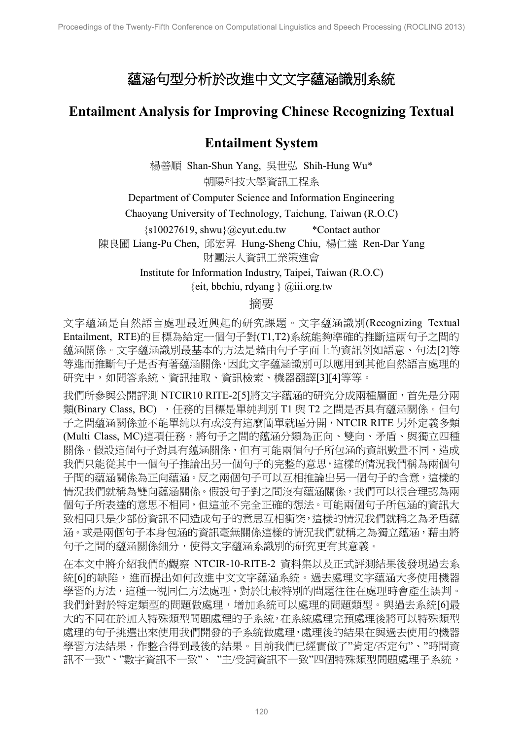# 蘊涵句型分析於改進中文文字蘊涵識別系統

## Entailment Analysis for Improving Chinese Recognizing Textual Entailment System

楊善順 Shan-Shun Yang, 吳世弘 Shih-Hung Wu*

朝陽科技大學資訊工程系

Department of Computer Science and Information Engineering

Chaoyang University of Technology, Taichung, Taiwan (R.O.C)

{s10027619, shwu}@cyut.edu.tw *Contact author

陳良圃 Liang-Pu Chen, 邱宏昇 Hung-Sheng Chiu, 楊仁達 Ren-Dar Yang

財團法人資訊工業策進會

Institute for Information Industry, Taipei, Taiwan (R.O.C)

{eit, bbchiu, rdyang } @iii.org.tw

## 摘要

文字蘊涵是自然語言處理最近興起的研究課題。文字蘊涵識別(Recognizing Textual Entailment, RTE)的目標為給定一個句子對(T1,T2)系統能夠準確的推斷這兩句子之間的蘊涵關係。文字蘊涵識別最基本的方法是藉由句子字面上的資訊例如語意、句法[2]等等進而推斷句子是否有著蘊涵關係,因此文字蘊涵識別可以應用到其他自然語言處理的研究中,如問答系統、資訊抽取、資訊檢索、機器翻譯[3][4]等等。

我們所參與公開評測 NTCIR10 RITE-2[5]將文字蘊涵的研究分成兩種層面,首先是分兩類(Binary Class, BC) ,任務的目標是單純判別 T1 與 T2 之間是否具有蘊涵關係。但句子之間蘊涵關係並不能單純以有或沒有這麼簡單就區分開,NTCIR RITE 另外定義多類(Multi Class, MC)這項任務,將句子之間的蘊涵分類為正向、雙向、矛盾、與獨立四種關係。假設這個句子對具有蘊涵關係,但有可能兩個句子所包涵的資訊數量不同,造成我們只能從其中一個句子推論出另一個句子的完整的意思,這樣的情況我們稱為兩個句子間的蘊涵關係為正向蘊涵。反之兩個句子可以互相推論出另一個句子的含意,這樣的情況我們就稱為雙向蘊涵關係。假設句子對之間沒有蘊涵關係,我們可以很合理認為兩個句子所表達的意思不相同,但這並不完全正確的想法。可能兩個句子所包涵的資訊大致相同只是少部份資訊不同造成句子的意思互相衝突,這樣的情況我們就稱之為矛盾蘊涵。或是兩個句子本身包涵的資訊毫無關係這樣的情況我們就稱之為獨立蘊涵,藉由將句子之間的蘊涵關係細分,使得文字蘊涵系識別的研究更有其意義。

在本文中將介紹我們的觀察 NTCIR-10-RITE-2 資料集以及正式評測結果後發現過去系統[6]的缺陷,進而提出如何改進中文文字蘊涵系統。過去處理文字蘊涵大多使用機器學習的方法,這種一視同仁方法處理,對於比較特別的問題往往在處理時會產生誤判。我們針對於特定類型的問題做處理,增加系統可以處理的問題類型。與過去系統[6]最大的不同在於加入特殊類型問題處理的子系統,在系統處理完預處理後將可以特殊類型處理的句子挑選出來使用我們開發的子系統做處理,處理後的結果在與過去使用的機器學習方法結果,作整合得到最後的結果。目前我們已經實做了"肯定/否定句"、"時間資訊不一致"、"數字資訊不一致"、 "主/受詞資訊不一致"四個特殊類型問題處理子系統,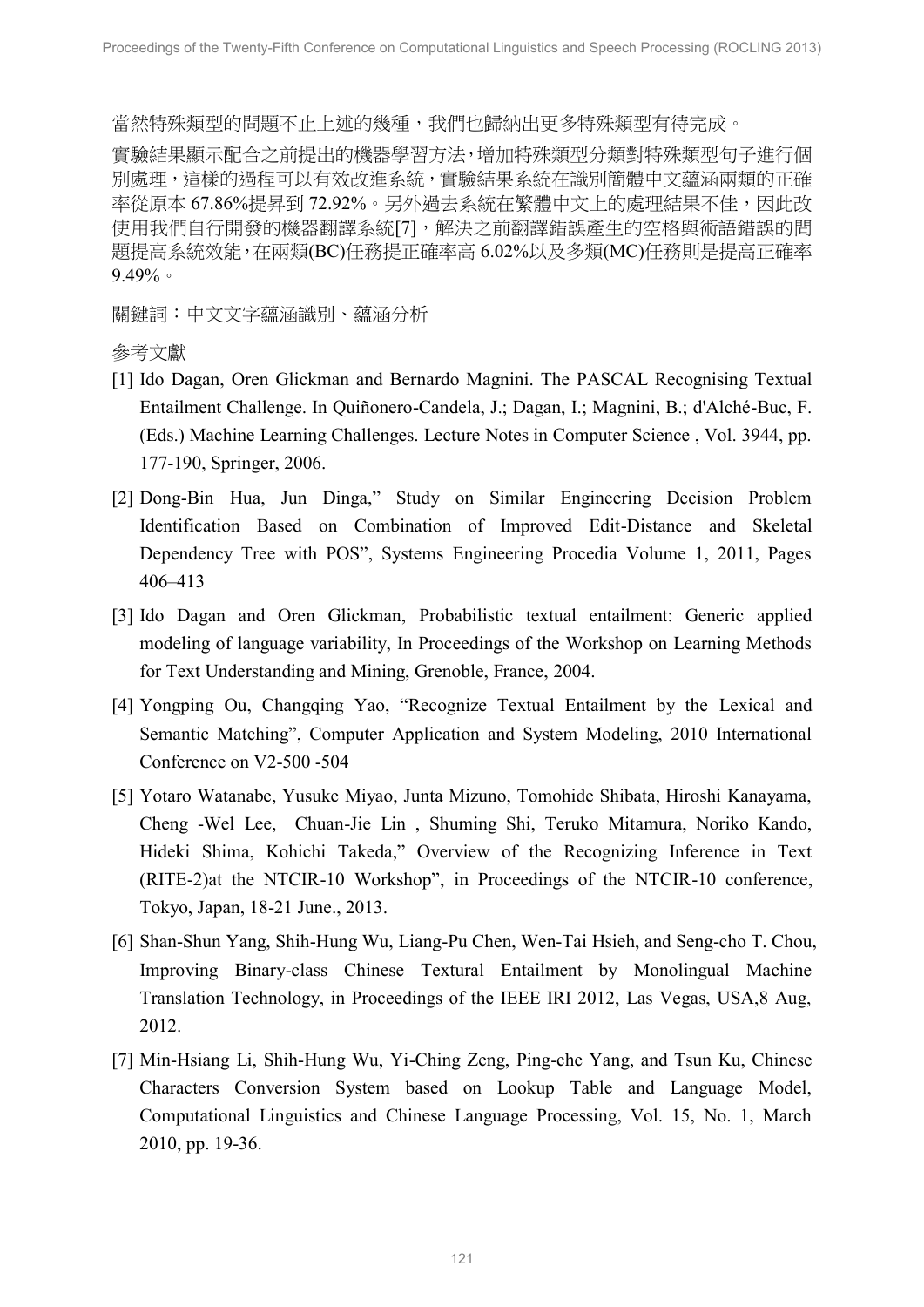當然特殊類型的問題不止上述的幾種，我們也歸納出更多特殊類型有待完成。

實驗結果顯示配合之前提出的機器學習方法，增加特殊類型分類對特殊類型句子進行個別處理，這樣的過程可以有效改進系統，實驗結果系統在識別簡體中文蘊涵兩類的正確率從原本 67.86%提昇到 72.92%。另外過去系統在繁體中文上的處理結果不佳，因此改使用我們自行開發的機器翻譯系統[7]，解決之前翻譯錯誤產生的空格與術語錯誤的問題提高系統效能，在兩類(BC)任務提正確率高 6.02%以及多類(MC)任務則是提高正確率 9.49%。

關鍵詞：中文文字蘊涵識別、蘊涵分析

參考文獻

[1] Ido Dagan, Oren Glickman and Bernardo Magnini. The PASCAL Recognising Textual Entailment Challenge. In Quiñonero-Candela, J.; Dagan, I.; Magnini, B.; d'Alché-Buc, F. (Eds.) Machine Learning Challenges. Lecture Notes in Computer Science , Vol. 3944, pp. 177-190, Springer, 2006.

[2] Dong-Bin Hua, Jun Dinga," Study on Similar Engineering Decision Problem Identification Based on Combination of Improved Edit-Distance and Skeletal Dependency Tree with POS", Systems Engineering Procedia Volume 1, 2011, Pages 406–413

[3] Ido Dagan and Oren Glickman, Probabilistic textual entailment: Generic applied modeling of language variability, In Proceedings of the Workshop on Learning Methods for Text Understanding and Mining, Grenoble, France, 2004.

[4] Yongping Ou, Changqing Yao, "Recognize Textual Entailment by the Lexical and Semantic Matching", Computer Application and System Modeling, 2010 International Conference on V2-500 -504

[5] Yotaro Watanabe, Yusuke Miyao, Junta Mizuno, Tomohide Shibata, Hiroshi Kanayama, Cheng -Wel Lee, Chuan-Jie Lin , Shuming Shi, Teruko Mitamura, Noriko Kando, Hideki Shima, Kohichi Takeda," Overview of the Recognizing Inference in Text (RITE-2)at the NTCIR-10 Workshop", in Proceedings of the NTCIR-10 conference, Tokyo, Japan, 18-21 June., 2013.

[6] Shan-Shun Yang, Shih-Hung Wu, Liang-Pu Chen, Wen-Tai Hsieh, and Seng-cho T. Chou, Improving Binary-class Chinese Textural Entailment by Monolingual Machine Translation Technology, in Proceedings of the IEEE IRI 2012, Las Vegas, USA,8 Aug, 2012.

[7] Min-Hsiang Li, Shih-Hung Wu, Yi-Ching Zeng, Ping-che Yang, and Tsun Ku, Chinese Characters Conversion System based on Lookup Table and Language Model, Computational Linguistics and Chinese Language Processing, Vol. 15, No. 1, March 2010, pp. 19-36.